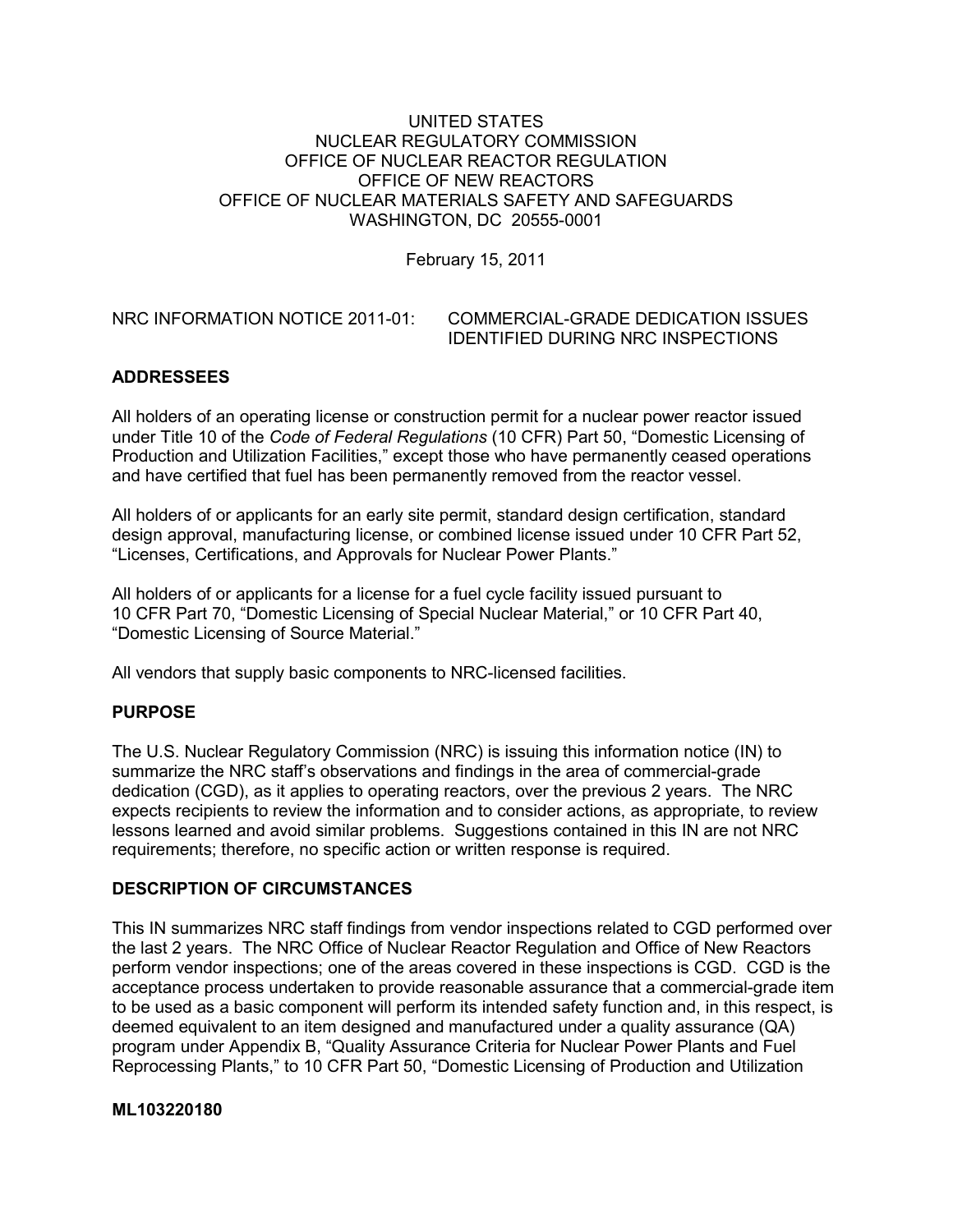UNITED STATES
NUCLEAR REGULATORY COMMISSION
OFFICE OF NUCLEAR REACTOR REGULATION
OFFICE OF NEW REACTORS
OFFICE OF NUCLEAR MATERIALS SAFETY AND SAFEGUARDS
WASHINGTON, DC 20555-0001

February 15, 2011

NRC INFORMATION NOTICE 2011-01: COMMERCIAL-GRADE DEDICATION ISSUES IDENTIFIED DURING NRC INSPECTIONS

## ADDRESSEES

All holders of an operating license or construction permit for a nuclear power reactor issued under Title 10 of the *Code of Federal Regulations* (10 CFR) Part 50, "Domestic Licensing of Production and Utilization Facilities," except those who have permanently ceased operations and have certified that fuel has been permanently removed from the reactor vessel.

All holders of or applicants for an early site permit, standard design certification, standard design approval, manufacturing license, or combined license issued under 10 CFR Part 52, "Licenses, Certifications, and Approvals for Nuclear Power Plants."

All holders of or applicants for a license for a fuel cycle facility issued pursuant to 10 CFR Part 70, "Domestic Licensing of Special Nuclear Material," or 10 CFR Part 40, "Domestic Licensing of Source Material."

All vendors that supply basic components to NRC-licensed facilities.

## PURPOSE

The U.S. Nuclear Regulatory Commission (NRC) is issuing this information notice (IN) to summarize the NRC staff's observations and findings in the area of commercial-grade dedication (CGD), as it applies to operating reactors, over the previous 2 years. The NRC expects recipients to review the information and to consider actions, as appropriate, to review lessons learned and avoid similar problems. Suggestions contained in this IN are not NRC requirements; therefore, no specific action or written response is required.

## DESCRIPTION OF CIRCUMSTANCES

This IN summarizes NRC staff findings from vendor inspections related to CGD performed over the last 2 years. The NRC Office of Nuclear Reactor Regulation and Office of New Reactors perform vendor inspections; one of the areas covered in these inspections is CGD. CGD is the acceptance process undertaken to provide reasonable assurance that a commercial-grade item to be used as a basic component will perform its intended safety function and, in this respect, is deemed equivalent to an item designed and manufactured under a quality assurance (QA) program under Appendix B, "Quality Assurance Criteria for Nuclear Power Plants and Fuel Reprocessing Plants," to 10 CFR Part 50, "Domestic Licensing of Production and Utilization

**ML103220180**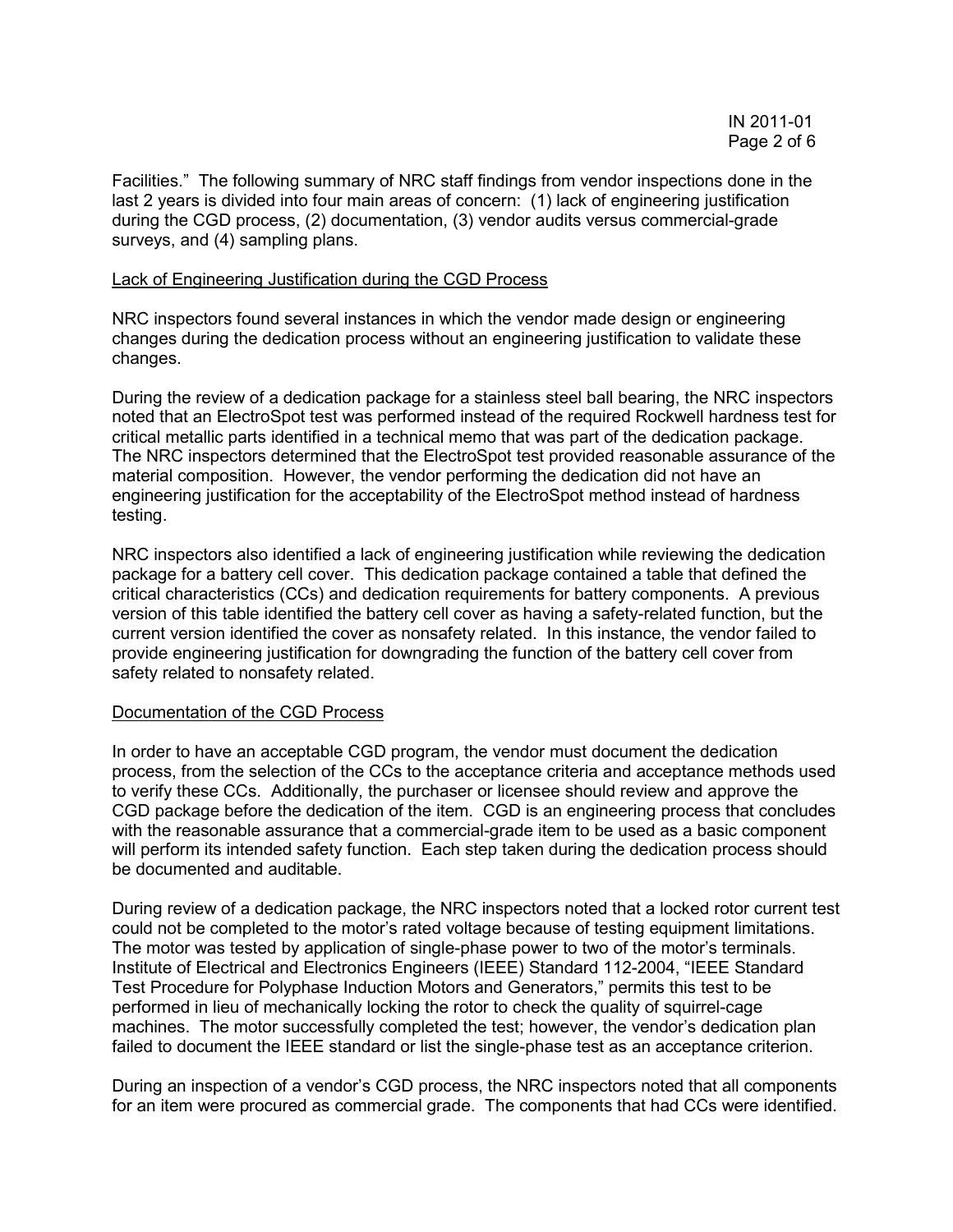Facilities." The following summary of NRC staff findings from vendor inspections done in the last 2 years is divided into four main areas of concern: (1) lack of engineering justification during the CGD process, (2) documentation, (3) vendor audits versus commercial-grade surveys, and (4) sampling plans.

## Lack of Engineering Justification during the CGD Process

NRC inspectors found several instances in which the vendor made design or engineering changes during the dedication process without an engineering justification to validate these changes.

During the review of a dedication package for a stainless steel ball bearing, the NRC inspectors noted that an ElectroSpot test was performed instead of the required Rockwell hardness test for critical metallic parts identified in a technical memo that was part of the dedication package. The NRC inspectors determined that the ElectroSpot test provided reasonable assurance of the material composition. However, the vendor performing the dedication did not have an engineering justification for the acceptability of the ElectroSpot method instead of hardness testing.

NRC inspectors also identified a lack of engineering justification while reviewing the dedication package for a battery cell cover. This dedication package contained a table that defined the critical characteristics (CCs) and dedication requirements for battery components. A previous version of this table identified the battery cell cover as having a safety-related function, but the current version identified the cover as nonsafety related. In this instance, the vendor failed to provide engineering justification for downgrading the function of the battery cell cover from safety related to nonsafety related.

## Documentation of the CGD Process

In order to have an acceptable CGD program, the vendor must document the dedication process, from the selection of the CCs to the acceptance criteria and acceptance methods used to verify these CCs. Additionally, the purchaser or licensee should review and approve the CGD package before the dedication of the item. CGD is an engineering process that concludes with the reasonable assurance that a commercial-grade item to be used as a basic component will perform its intended safety function. Each step taken during the dedication process should be documented and auditable.

During review of a dedication package, the NRC inspectors noted that a locked rotor current test could not be completed to the motor's rated voltage because of testing equipment limitations. The motor was tested by application of single-phase power to two of the motor's terminals. Institute of Electrical and Electronics Engineers (IEEE) Standard 112-2004, "IEEE Standard Test Procedure for Polyphase Induction Motors and Generators," permits this test to be performed in lieu of mechanically locking the rotor to check the quality of squirrel-cage machines. The motor successfully completed the test; however, the vendor's dedication plan failed to document the IEEE standard or list the single-phase test as an acceptance criterion.

During an inspection of a vendor's CGD process, the NRC inspectors noted that all components for an item were procured as commercial grade. The components that had CCs were identified.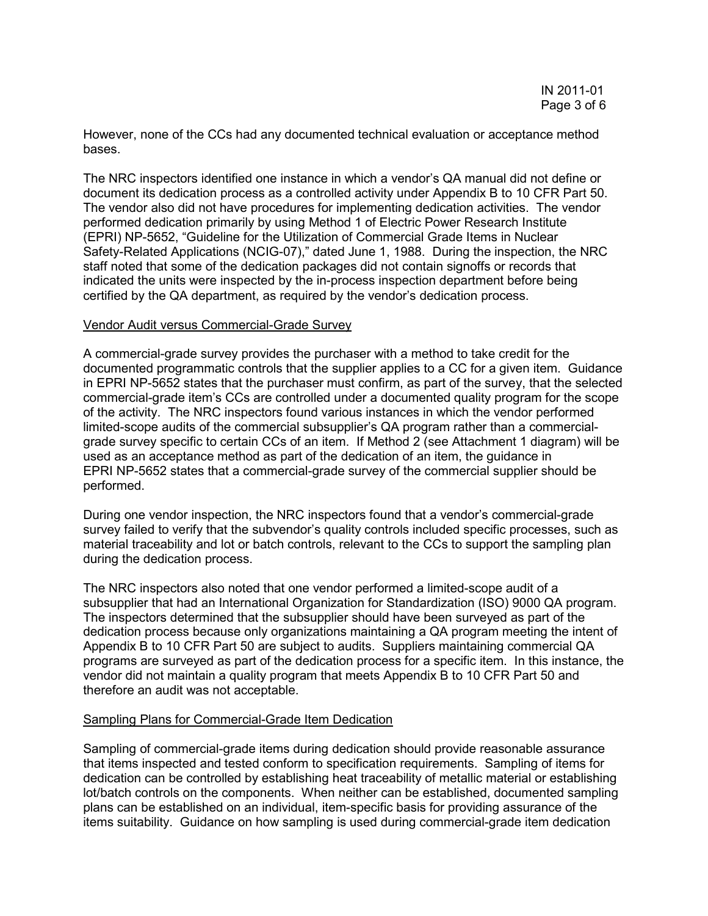However, none of the CCs had any documented technical evaluation or acceptance method bases.

The NRC inspectors identified one instance in which a vendor's QA manual did not define or document its dedication process as a controlled activity under Appendix B to 10 CFR Part 50. The vendor also did not have procedures for implementing dedication activities. The vendor performed dedication primarily by using Method 1 of Electric Power Research Institute (EPRI) NP-5652, "Guideline for the Utilization of Commercial Grade Items in Nuclear Safety-Related Applications (NCIG-07)," dated June 1, 1988. During the inspection, the NRC staff noted that some of the dedication packages did not contain signoffs or records that indicated the units were inspected by the in-process inspection department before being certified by the QA department, as required by the vendor's dedication process.

Vendor Audit versus Commercial-Grade Survey

A commercial-grade survey provides the purchaser with a method to take credit for the documented programmatic controls that the supplier applies to a CC for a given item. Guidance in EPRI NP-5652 states that the purchaser must confirm, as part of the survey, that the selected commercial-grade item's CCs are controlled under a documented quality program for the scope of the activity. The NRC inspectors found various instances in which the vendor performed limited-scope audits of the commercial subsupplier's QA program rather than a commercial-grade survey specific to certain CCs of an item. If Method 2 (see Attachment 1 diagram) will be used as an acceptance method as part of the dedication of an item, the guidance in EPRI NP-5652 states that a commercial-grade survey of the commercial supplier should be performed.

During one vendor inspection, the NRC inspectors found that a vendor's commercial-grade survey failed to verify that the subvendor's quality controls included specific processes, such as material traceability and lot or batch controls, relevant to the CCs to support the sampling plan during the dedication process.

The NRC inspectors also noted that one vendor performed a limited-scope audit of a subsupplier that had an International Organization for Standardization (ISO) 9000 QA program. The inspectors determined that the subsupplier should have been surveyed as part of the dedication process because only organizations maintaining a QA program meeting the intent of Appendix B to 10 CFR Part 50 are subject to audits. Suppliers maintaining commercial QA programs are surveyed as part of the dedication process for a specific item. In this instance, the vendor did not maintain a quality program that meets Appendix B to 10 CFR Part 50 and therefore an audit was not acceptable.

Sampling Plans for Commercial-Grade Item Dedication

Sampling of commercial-grade items during dedication should provide reasonable assurance that items inspected and tested conform to specification requirements. Sampling of items for dedication can be controlled by establishing heat traceability of metallic material or establishing lot/batch controls on the components. When neither can be established, documented sampling plans can be established on an individual, item-specific basis for providing assurance of the items suitability. Guidance on how sampling is used during commercial-grade item dedication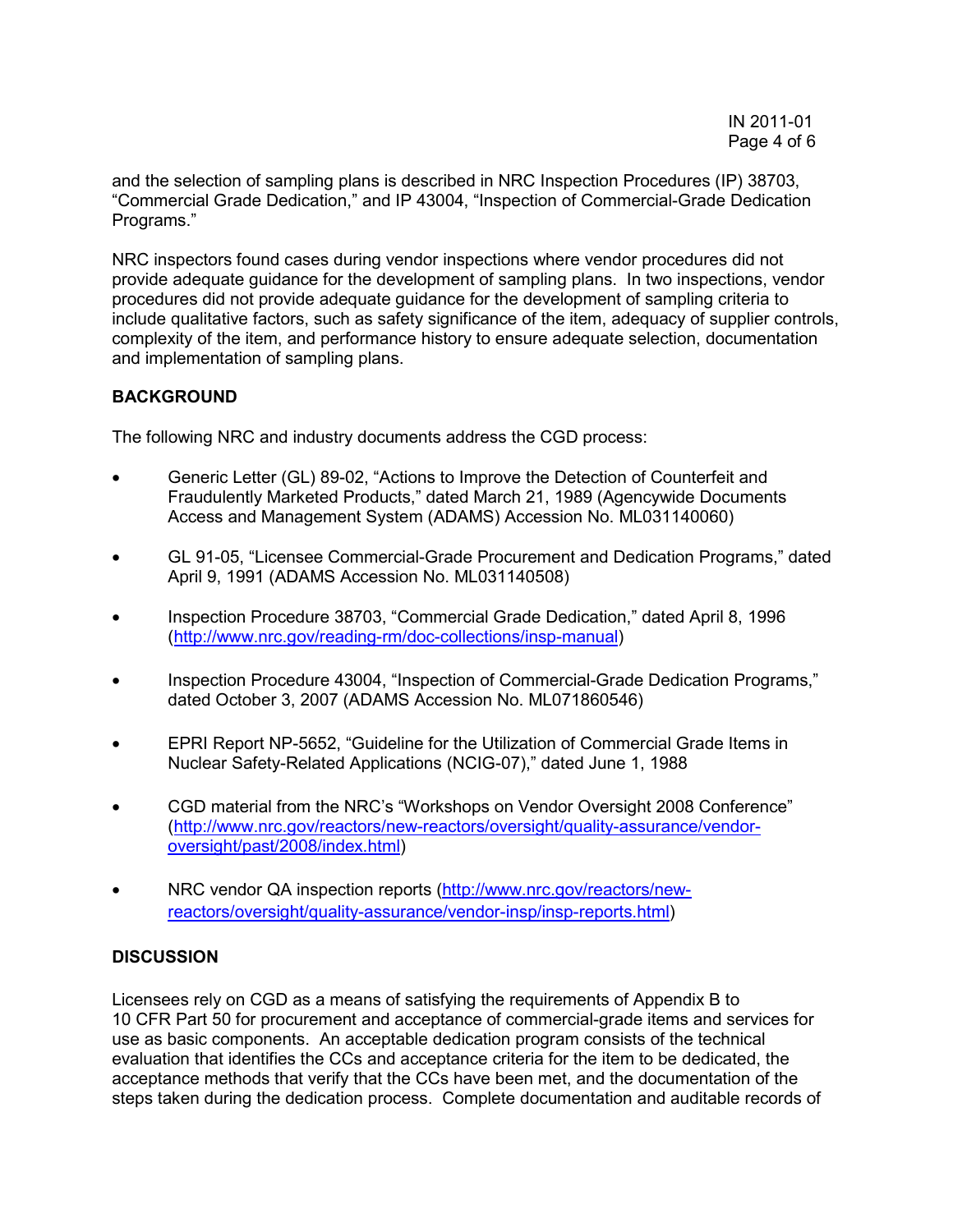and the selection of sampling plans is described in NRC Inspection Procedures (IP) 38703, "Commercial Grade Dedication," and IP 43004, "Inspection of Commercial-Grade Dedication Programs."

NRC inspectors found cases during vendor inspections where vendor procedures did not provide adequate guidance for the development of sampling plans. In two inspections, vendor procedures did not provide adequate guidance for the development of sampling criteria to include qualitative factors, such as safety significance of the item, adequacy of supplier controls, complexity of the item, and performance history to ensure adequate selection, documentation and implementation of sampling plans.

## BACKGROUND

The following NRC and industry documents address the CGD process:

- Generic Letter (GL) 89-02, "Actions to Improve the Detection of Counterfeit and Fraudulently Marketed Products," dated March 21, 1989 (Agencywide Documents Access and Management System (ADAMS) Accession No. ML031140060)
- GL 91-05, "Licensee Commercial-Grade Procurement and Dedication Programs," dated April 9, 1991 (ADAMS Accession No. ML031140508)
- Inspection Procedure 38703, "Commercial Grade Dedication," dated April 8, 1996 (http://www.nrc.gov/reading-rm/doc-collections/insp-manual)
- Inspection Procedure 43004, "Inspection of Commercial-Grade Dedication Programs," dated October 3, 2007 (ADAMS Accession No. ML071860546)
- EPRI Report NP-5652, "Guideline for the Utilization of Commercial Grade Items in Nuclear Safety-Related Applications (NCIG-07)," dated June 1, 1988
- CGD material from the NRC's "Workshops on Vendor Oversight 2008 Conference" (http://www.nrc.gov/reactors/new-reactors/oversight/quality-assurance/vendor-oversight/past/2008/index.html)
- NRC vendor QA inspection reports (http://www.nrc.gov/reactors/new-reactors/oversight/quality-assurance/vendor-insp/insp-reports.html)

## DISCUSSION

Licensees rely on CGD as a means of satisfying the requirements of Appendix B to 10 CFR Part 50 for procurement and acceptance of commercial-grade items and services for use as basic components. An acceptable dedication program consists of the technical evaluation that identifies the CCs and acceptance criteria for the item to be dedicated, the acceptance methods that verify that the CCs have been met, and the documentation of the steps taken during the dedication process. Complete documentation and auditable records of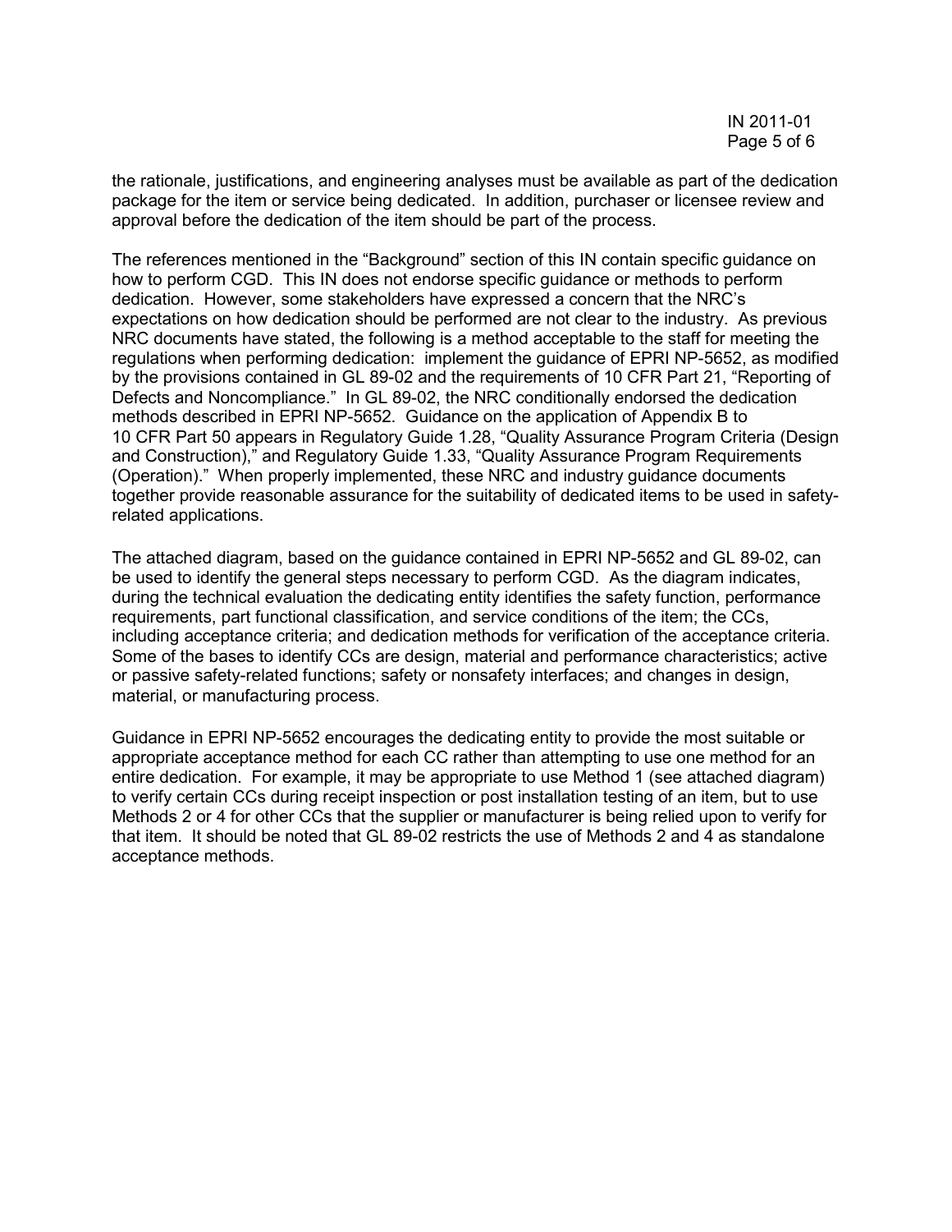the rationale, justifications, and engineering analyses must be available as part of the dedication package for the item or service being dedicated. In addition, purchaser or licensee review and approval before the dedication of the item should be part of the process.

The references mentioned in the "Background" section of this IN contain specific guidance on how to perform CGD. This IN does not endorse specific guidance or methods to perform dedication. However, some stakeholders have expressed a concern that the NRC's expectations on how dedication should be performed are not clear to the industry. As previous NRC documents have stated, the following is a method acceptable to the staff for meeting the regulations when performing dedication: implement the guidance of EPRI NP-5652, as modified by the provisions contained in GL 89-02 and the requirements of 10 CFR Part 21, "Reporting of Defects and Noncompliance." In GL 89-02, the NRC conditionally endorsed the dedication methods described in EPRI NP-5652. Guidance on the application of Appendix B to 10 CFR Part 50 appears in Regulatory Guide 1.28, "Quality Assurance Program Criteria (Design and Construction)," and Regulatory Guide 1.33, "Quality Assurance Program Requirements (Operation)." When properly implemented, these NRC and industry guidance documents together provide reasonable assurance for the suitability of dedicated items to be used in safety-related applications.

The attached diagram, based on the guidance contained in EPRI NP-5652 and GL 89-02, can be used to identify the general steps necessary to perform CGD. As the diagram indicates, during the technical evaluation the dedicating entity identifies the safety function, performance requirements, part functional classification, and service conditions of the item; the CCs, including acceptance criteria; and dedication methods for verification of the acceptance criteria. Some of the bases to identify CCs are design, material and performance characteristics; active or passive safety-related functions; safety or nonsafety interfaces; and changes in design, material, or manufacturing process.

Guidance in EPRI NP-5652 encourages the dedicating entity to provide the most suitable or appropriate acceptance method for each CC rather than attempting to use one method for an entire dedication. For example, it may be appropriate to use Method 1 (see attached diagram) to verify certain CCs during receipt inspection or post installation testing of an item, but to use Methods 2 or 4 for other CCs that the supplier or manufacturer is being relied upon to verify for that item. It should be noted that GL 89-02 restricts the use of Methods 2 and 4 as standalone acceptance methods.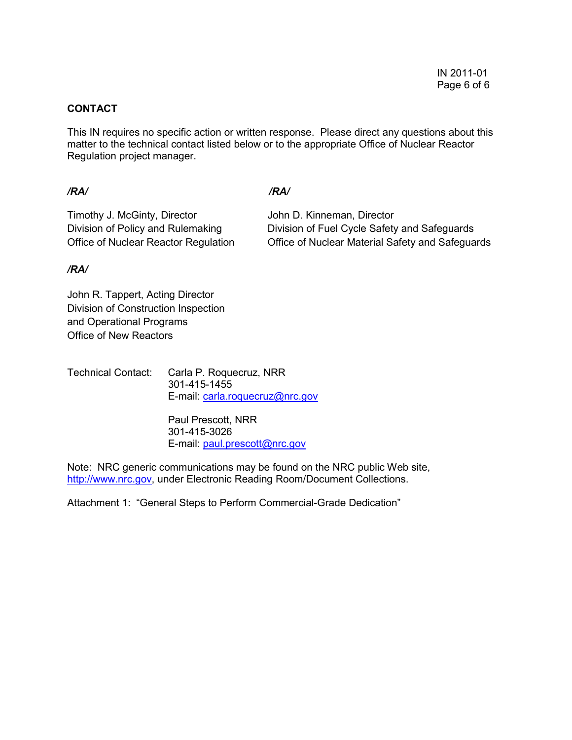## CONTACT

This IN requires no specific action or written response. Please direct any questions about this matter to the technical contact listed below or to the appropriate Office of Nuclear Reactor Regulation project manager.

*/RA/*

Timothy J. McGinty, Director
Division of Policy and Rulemaking
Office of Nuclear Reactor Regulation

*/RA/*

John D. Kinneman, Director
Division of Fuel Cycle Safety and Safeguards
Office of Nuclear Material Safety and Safeguards

*/RA/*

John R. Tappert, Acting Director
Division of Construction Inspection
and Operational Programs
Office of New Reactors

Technical Contact: Carla P. Roquecruz, NRR
301-415-1455
E-mail: carla.roquecruz@nrc.gov

Paul Prescott, NRR
301-415-3026
E-mail: paul.prescott@nrc.gov

Note: NRC generic communications may be found on the NRC public Web site, http://www.nrc.gov, under Electronic Reading Room/Document Collections.

Attachment 1: "General Steps to Perform Commercial-Grade Dedication"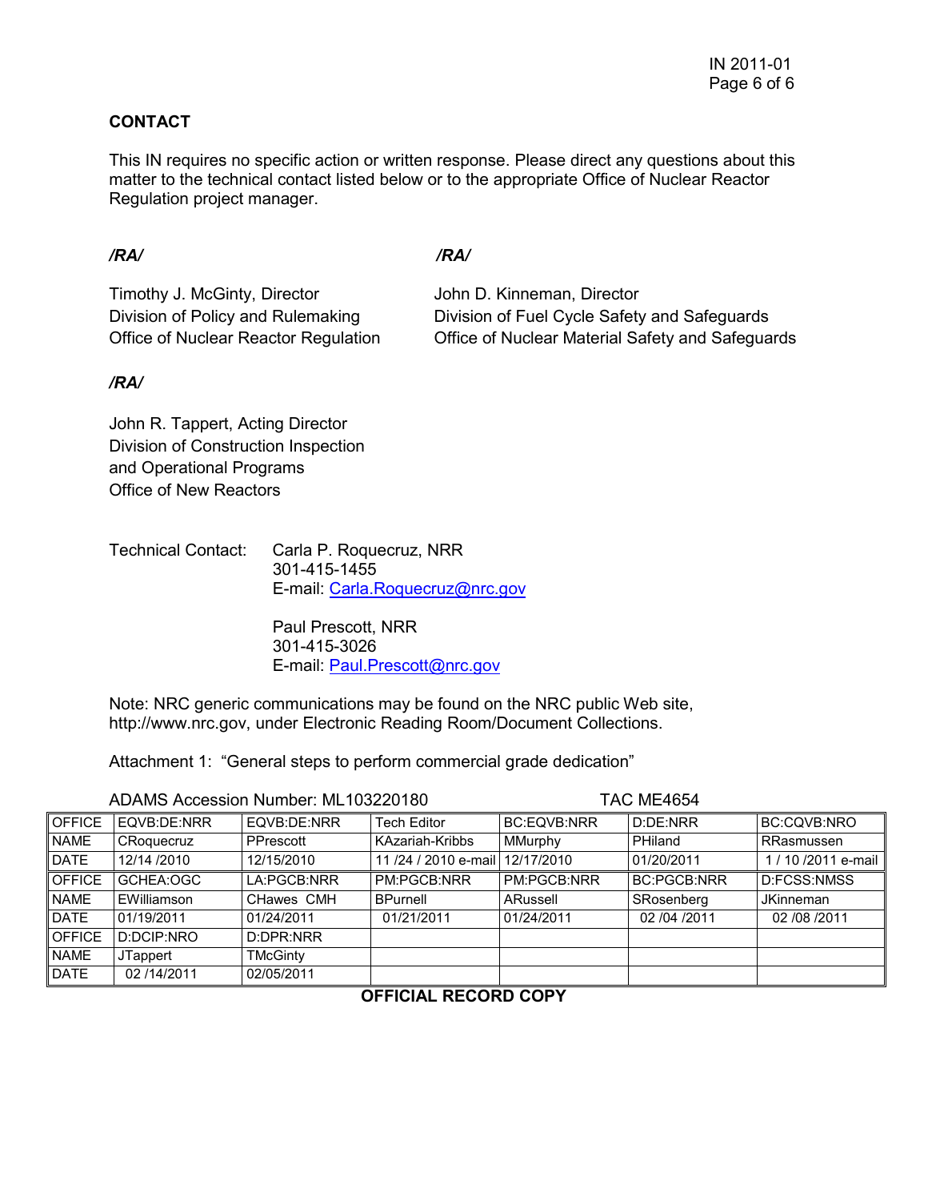## CONTACT

This IN requires no specific action or written response. Please direct any questions about this matter to the technical contact listed below or to the appropriate Office of Nuclear Reactor Regulation project manager.

*/RA/*

Timothy J. McGinty, Director
Division of Policy and Rulemaking
Office of Nuclear Reactor Regulation

*/RA/*

John D. Kinneman, Director
Division of Fuel Cycle Safety and Safeguards
Office of Nuclear Material Safety and Safeguards

*/RA/*

John R. Tappert, Acting Director
Division of Construction Inspection
and Operational Programs
Office of New Reactors

Technical Contact: Carla P. Roquecruz, NRR
301-415-1455
E-mail: Carla.Roquecruz@nrc.gov

Paul Prescott, NRR
301-415-3026
E-mail: Paul.Prescott@nrc.gov

Note: NRC generic communications may be found on the NRC public Web site, http://www.nrc.gov, under Electronic Reading Room/Document Collections.

Attachment 1: "General steps to perform commercial grade dedication"

ADAMS Accession Number: ML103220180 TAC ME4654

| OFFICE | EQVB:DE:NRR | EQVB:DE:NRR | Tech Editor | BC:EQVB:NRR | D:DE:NRR | BC:CQVB:NRO |
|---|---|---|---|---|---|---|
| NAME | CRoquecruz | PPrescott | KAzariah-Kribbs | MMurphy | PHiland | RRasmussen |
| DATE | 12/14 /2010 | 12/15/2010 | 11 /24 / 2010 e-mail | 12/17/2010 | 01/20/2011 | 1 / 10 /2011 e-mail |
| OFFICE | GCHEA:OGC | LA:PGCB:NRR | PM:PGCB:NRR | PM:PGCB:NRR | BC:PGCB:NRR | D:FCSS:NMSS |
| NAME | EWilliamson | CHawes CMH | BPurnell | ARussell | SRosenberg | JKinneman |
| DATE | 01/19/2011 | 01/24/2011 | 01/21/2011 | 01/24/2011 | 02 /04 /2011 | 02 /08 /2011 |
| OFFICE | D:DCIP:NRO | D:DPR:NRR | | | | |
| NAME | JTappert | TMcGinty | | | | |
| DATE | 02 /14/2011 | 02/05/2011 | | | | |

**OFFICIAL RECORD COPY**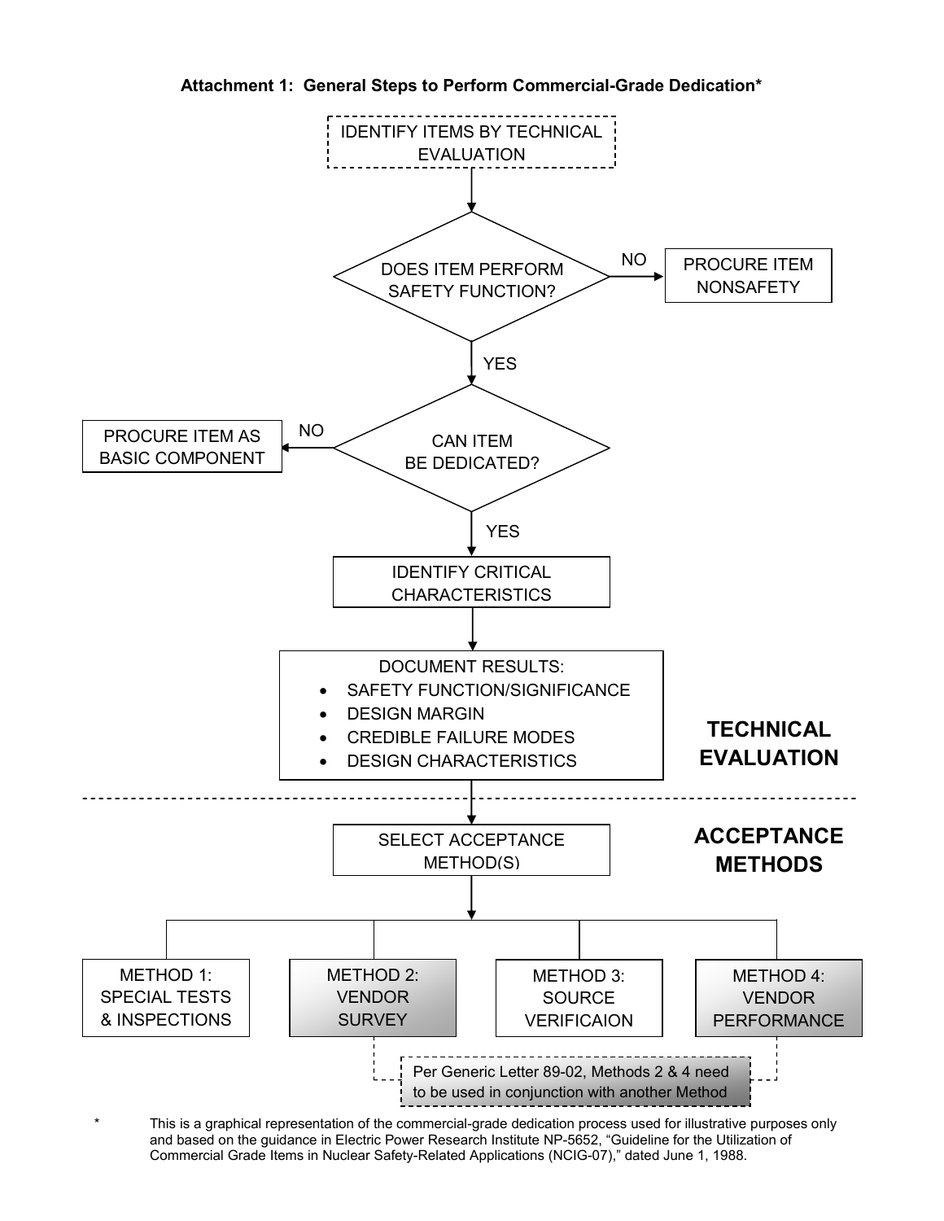**Attachment 1: General Steps to Perform Commercial-Grade Dedication***

IDENTIFY ITEMS BY TECHNICAL EVALUATION

DOES ITEM PERFORM SAFETY FUNCTION?

NO

PROCURE ITEM NONSAFETY

YES

CAN ITEM BE DEDICATED?

NO

PROCURE ITEM AS BASIC COMPONENT

YES

IDENTIFY CRITICAL CHARACTERISTICS

DOCUMENT RESULTS:

- SAFETY FUNCTION/SIGNIFICANCE
- DESIGN MARGIN
- CREDIBLE FAILURE MODES
- DESIGN CHARACTERISTICS

TECHNICAL EVALUATION

SELECT ACCEPTANCE METHOD(S)

ACCEPTANCE METHODS

METHOD 1: SPECIAL TESTS & INSPECTIONS

METHOD 2: VENDOR SURVEY

METHOD 3: SOURCE VERIFICAION

METHOD 4: VENDOR PERFORMANCE

Per Generic Letter 89-02, Methods 2 & 4 need to be used in conjunction with another Method

\* This is a graphical representation of the commercial-grade dedication process used for illustrative purposes only and based on the guidance in Electric Power Research Institute NP-5652, "Guideline for the Utilization of Commercial Grade Items in Nuclear Safety-Related Applications (NCIG-07)," dated June 1, 1988.